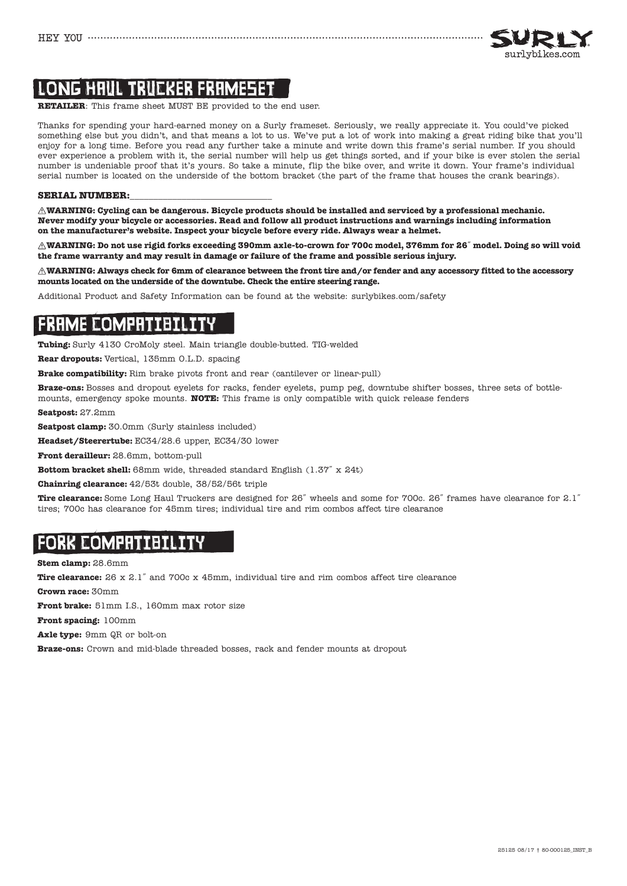# LONG HAUL TRUCKER FRAMESET

**RETAILER**: This frame sheet MUST BE provided to the end user.

Thanks for spending your hard-earned money on a Surly frameset. Seriously, we really appreciate it. You could've picked something else but you didn't, and that means a lot to us. We've put a lot of work into making a great riding bike that you'll enjoy for a long time. Before you read any further take a minute and write down this frame's serial number. If you should ever experience a problem with it, the serial number will help us get things sorted, and if your bike is ever stolen the serial number is undeniable proof that it's yours. So take a minute, flip the bike over, and write it down. Your frame's individual serial number is located on the underside of the bottom bracket (the part of the frame that houses the crank bearings).

**SERIAL NUMBER:**______________________________

⚠**WARNING: Cycling can be dangerous. Bicycle products should be installed and serviced by a professional mechanic. Never modify your bicycle or accessories. Read and follow all product instructions and warnings including information on the manufacturer's website. Inspect your bicycle before every ride. Always wear a helmet.**

⚠**WARNING: Do not use rigid forks exceeding 390mm axle-to-crown for 700c model, 376mm for 26˝ model. Doing so will void the frame warranty and may result in damage or failure of the frame and possible serious injury.**

⚠**WARNING: Always check for 6mm of clearance between the front tire and/or fender and any accessory fitted to the accessory mounts located on the underside of the downtube. Check the entire steering range.**

Additional Product and Safety Information can be found at the website: surlybikes.com/safety

# FRAME COMPATIBILITY

**Tubing:** Surly 4130 CroMoly steel. Main triangle double-butted. TIG-welded

**Rear dropouts:** Vertical, 135mm O.L.D. spacing

**Brake compatibility:** Rim brake pivots front and rear (cantilever or linear-pull)

**Braze-ons:** Bosses and dropout eyelets for racks, fender eyelets, pump peg, downtube shifter bosses, three sets of bottle-mounts, emergency spoke mounts. **NOTE:** This frame is only compatible with quick release fenders

**Seatpost:** 27.2mm

**Seatpost clamp:** 30.0mm (Surly stainless included)

**Headset/Steerertube:** EC34/28.6 upper, EC34/30 lower

**Front derailleur:** 28.6mm, bottom-pull

**Bottom bracket shell:** 68mm wide, threaded standard English (1.37˝ x 24t)

**Chainring clearance:** 42/53t double, 38/52/56t triple

**Tire clearance:** Some Long Haul Truckers are designed for 26˝ wheels and some for 700c. 26˝ frames have clearance for 2.1˝ tires; 700c has clearance for 45mm tires; individual tire and rim combos affect tire clearance

# FORK COMPATIBILITY

**Stem clamp:** 28.6mm

**Tire clearance:** 26 x 2.1˝ and 700c x 45mm, individual tire and rim combos affect tire clearance

**Crown race:** 30mm

**Front brake:** 51mm I.S., 160mm max rotor size

**Front spacing:** 100mm

**Axle type:** 9mm QR or bolt-on

**Braze-ons:** Crown and mid-blade threaded bosses, rack and fender mounts at dropout

25125 08/17 † 80-000125_INST_B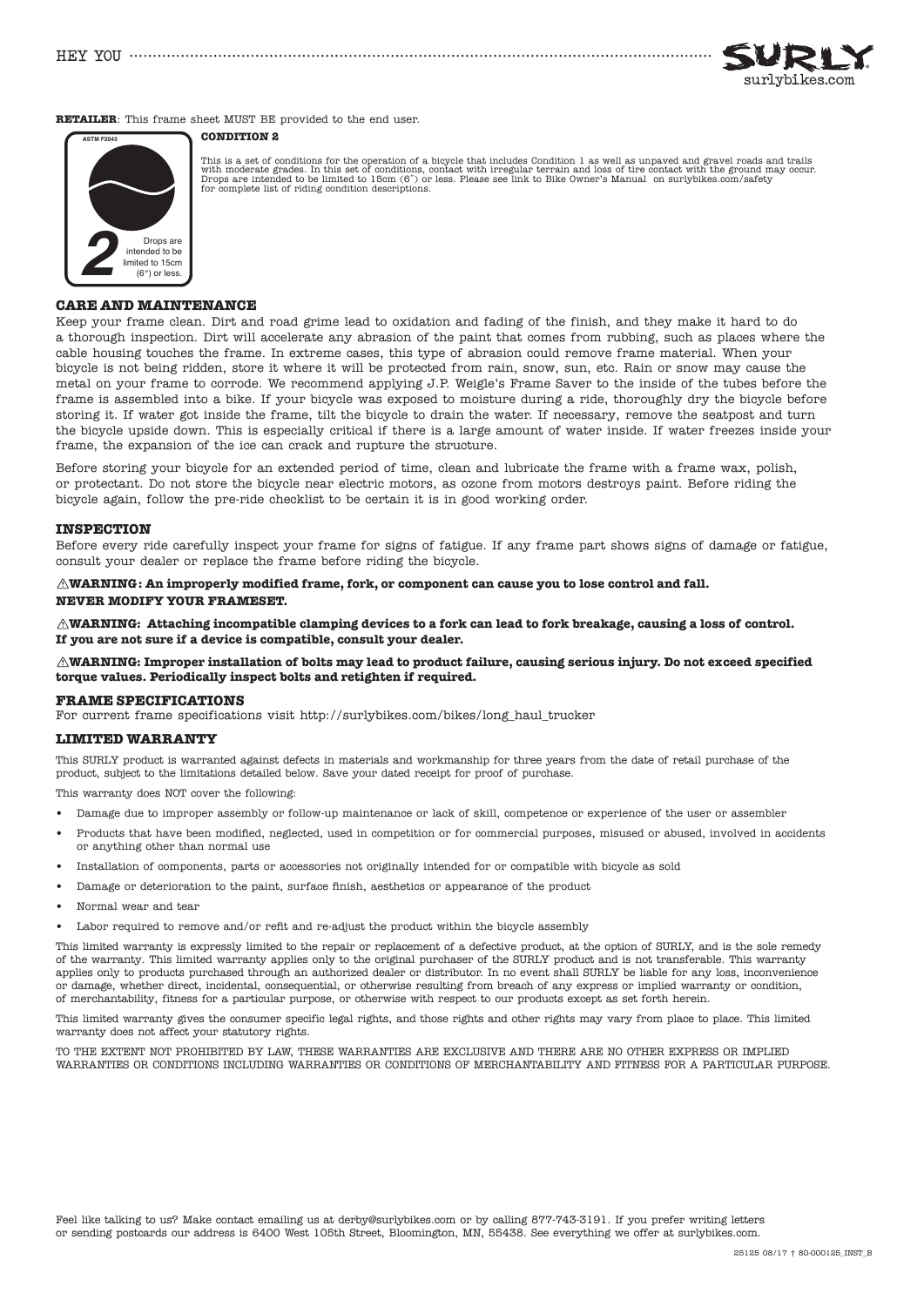HEY YOU

SURLY
surlybikes.com

**RETAILER**: This frame sheet MUST BE provided to the end user.

ASTM F2043

2

Drops are intended to be limited to 15cm (6") or less.

**CONDITION 2**

This is a set of conditions for the operation of a bicycle that includes Condition 1 as well as unpaved and gravel roads and trails with moderate grades. In this set of conditions, contact with irregular terrain and loss of tire contact with the ground may occur. Drops are intended to be limited to 15cm (6") or less. Please see link to Bike Owner's Manual on surlybikes.com/safety for complete list of riding condition descriptions.

## CARE AND MAINTENANCE

Keep your frame clean. Dirt and road grime lead to oxidation and fading of the finish, and they make it hard to do a thorough inspection. Dirt will accelerate any abrasion of the paint that comes from rubbing, such as places where the cable housing touches the frame. In extreme cases, this type of abrasion could remove frame material. When your bicycle is not being ridden, store it where it will be protected from rain, snow, sun, etc. Rain or snow may cause the metal on your frame to corrode. We recommend applying J.P. Weigle's Frame Saver to the inside of the tubes before the frame is assembled into a bike. If your bicycle was exposed to moisture during a ride, thoroughly dry the bicycle before storing it. If water got inside the frame, tilt the bicycle to drain the water. If necessary, remove the seatpost and turn the bicycle upside down. This is especially critical if there is a large amount of water inside. If water freezes inside your frame, the expansion of the ice can crack and rupture the structure.

Before storing your bicycle for an extended period of time, clean and lubricate the frame with a frame wax, polish, or protectant. Do not store the bicycle near electric motors, as ozone from motors destroys paint. Before riding the bicycle again, follow the pre-ride checklist to be certain it is in good working order.

## INSPECTION

Before every ride carefully inspect your frame for signs of fatigue. If any frame part shows signs of damage or fatigue, consult your dealer or replace the frame before riding the bicycle.

⚠**WARNING: An improperly modified frame, fork, or component can cause you to lose control and fall. NEVER MODIFY YOUR FRAMESET.**

⚠**WARNING: Attaching incompatible clamping devices to a fork can lead to fork breakage, causing a loss of control. If you are not sure if a device is compatible, consult your dealer.**

⚠**WARNING: Improper installation of bolts may lead to product failure, causing serious injury. Do not exceed specified torque values. Periodically inspect bolts and retighten if required.**

## FRAME SPECIFICATIONS

For current frame specifications visit http://surlybikes.com/bikes/long_haul_trucker

## LIMITED WARRANTY

This SURLY product is warranted against defects in materials and workmanship for three years from the date of retail purchase of the product, subject to the limitations detailed below. Save your dated receipt for proof of purchase.

This warranty does NOT cover the following:

- Damage due to improper assembly or follow-up maintenance or lack of skill, competence or experience of the user or assembler
- Products that have been modified, neglected, used in competition or for commercial purposes, misused or abused, involved in accidents or anything other than normal use
- Installation of components, parts or accessories not originally intended for or compatible with bicycle as sold
- Damage or deterioration to the paint, surface finish, aesthetics or appearance of the product
- Normal wear and tear
- Labor required to remove and/or refit and re-adjust the product within the bicycle assembly

This limited warranty is expressly limited to the repair or replacement of a defective product, at the option of SURLY, and is the sole remedy of the warranty. This limited warranty applies only to the original purchaser of the SURLY product and is not transferable. This warranty applies only to products purchased through an authorized dealer or distributor. In no event shall SURLY be liable for any loss, inconvenience or damage, whether direct, incidental, consequential, or otherwise resulting from breach of any express or implied warranty or condition, of merchantability, fitness for a particular purpose, or otherwise with respect to our products except as set forth herein.

This limited warranty gives the consumer specific legal rights, and those rights and other rights may vary from place to place. This limited warranty does not affect your statutory rights.

TO THE EXTENT NOT PROHIBITED BY LAW, THESE WARRANTIES ARE EXCLUSIVE AND THERE ARE NO OTHER EXPRESS OR IMPLIED WARRANTIES OR CONDITIONS INCLUDING WARRANTIES OR CONDITIONS OF MERCHANTABILITY AND FITNESS FOR A PARTICULAR PURPOSE.

Feel like talking to us? Make contact emailing us at derby@surlybikes.com or by calling 877-743-3191. If you prefer writing letters or sending postcards our address is 6400 West 105th Street, Bloomington, MN, 55438. See everything we offer at surlybikes.com.

25125 08/17 † 80-000125_INST_B